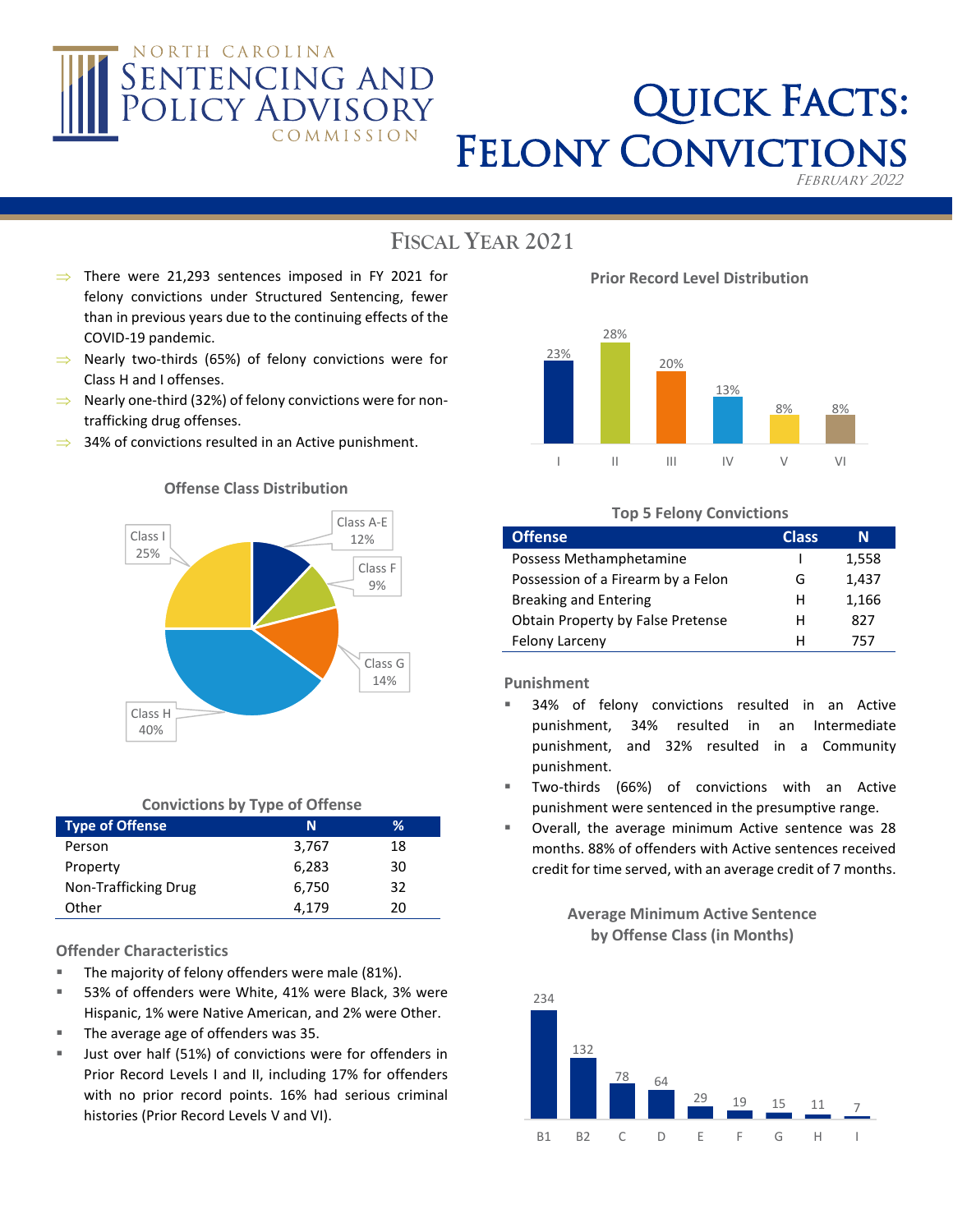North Carolina Sentencing and Policy Advisory Commission

# Quick Facts: Felony Convictions

*February 2022*

## Fiscal Year 2021

- There were 21,293 sentences imposed in FY 2021 for felony convictions under Structured Sentencing, fewer than in previous years due to the continuing effects of the COVID-19 pandemic.
- Nearly two-thirds (65%) of felony convictions were for Class H and I offenses.
- Nearly one-third (32%) of felony convictions were for non-trafficking drug offenses.
- 34% of convictions resulted in an Active punishment.

**Offense Class Distribution**

Class A-E 12%
Class F 9%
Class G 14%
Class H 40%
Class I 25%

**Convictions by Type of Offense**

| Type of Offense | N | % |
|---|---|---|
| Person | 3,767 | 18 |
| Property | 6,283 | 30 |
| Non-Trafficking Drug | 6,750 | 32 |
| Other | 4,179 | 20 |

### Offender Characteristics

- The majority of felony offenders were male (81%).
- 53% of offenders were White, 41% were Black, 3% were Hispanic, 1% were Native American, and 2% were Other.
- The average age of offenders was 35.
- Just over half (51%) of convictions were for offenders in Prior Record Levels I and II, including 17% for offenders with no prior record points. 16% had serious criminal histories (Prior Record Levels V and VI).

**Prior Record Level Distribution**

I 23%
II 28%
III 20%
IV 13%
V 8%
VI 8%

**Top 5 Felony Convictions**

| Offense | Class | N |
|---|---|---|
| Possess Methamphetamine | I | 1,558 |
| Possession of a Firearm by a Felon | G | 1,437 |
| Breaking and Entering | H | 1,166 |
| Obtain Property by False Pretense | H | 827 |
| Felony Larceny | H | 757 |

### Punishment

- 34% of felony convictions resulted in an Active punishment, 34% resulted in an Intermediate punishment, and 32% resulted in a Community punishment.
- Two-thirds (66%) of convictions with an Active punishment were sentenced in the presumptive range.
- Overall, the average minimum Active sentence was 28 months. 88% of offenders with Active sentences received credit for time served, with an average credit of 7 months.

**Average Minimum Active Sentence by Offense Class (in Months)**

B1 234
B2 132
C 78
D 64
E 29
F 19
G 15
H 11
I 7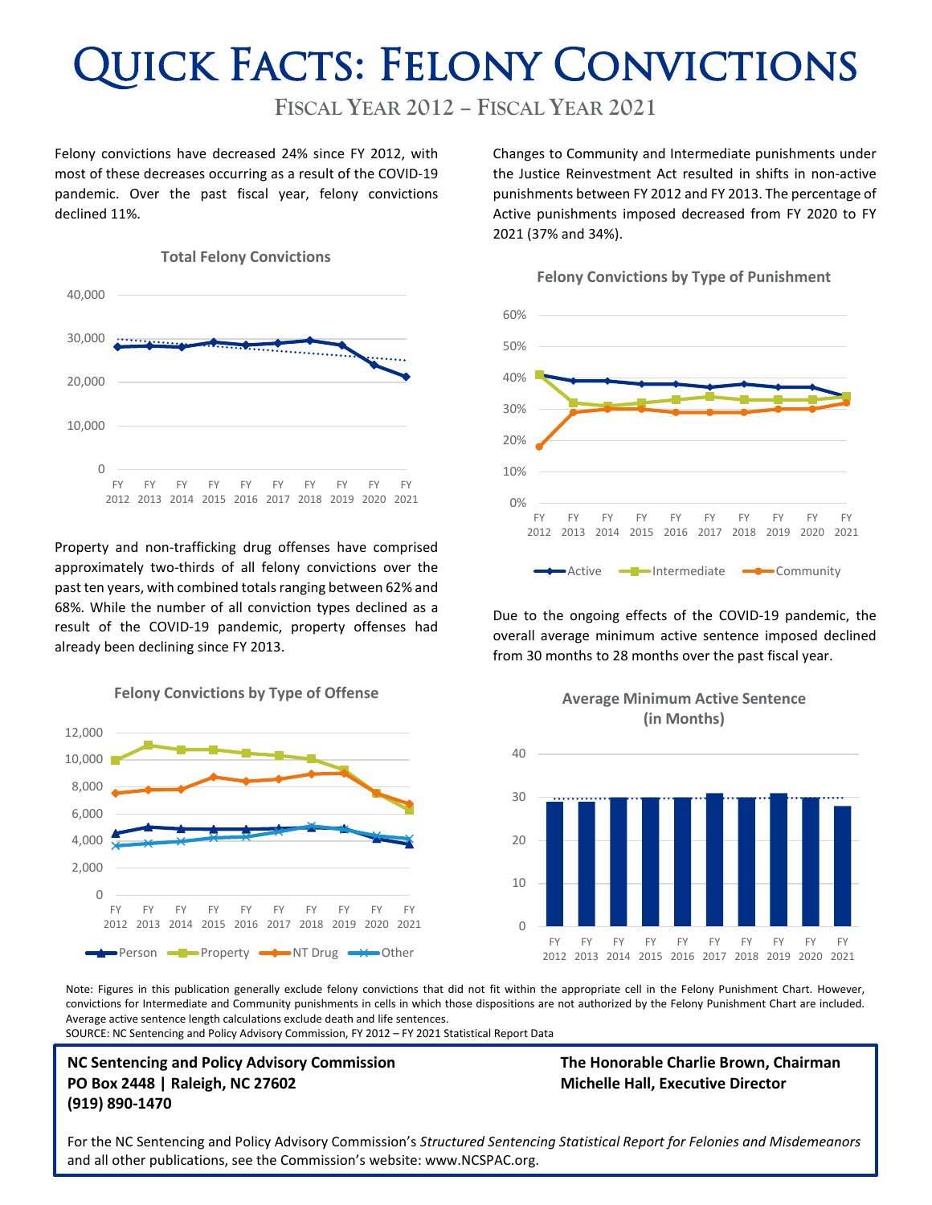# Quick Facts: Felony Convictions

## Fiscal Year 2012 – Fiscal Year 2021

Felony convictions have decreased 24% since FY 2012, with most of these decreases occurring as a result of the COVID-19 pandemic. Over the past fiscal year, felony convictions declined 11%.

**Total Felony Convictions**

40,000
30,000
20,000
10,000
0

FY 2012 FY 2013 FY 2014 FY 2015 FY 2016 FY 2017 FY 2018 FY 2019 FY 2020 FY 2021

Property and non-trafficking drug offenses have comprised approximately two-thirds of all felony convictions over the past ten years, with combined totals ranging between 62% and 68%. While the number of all conviction types declined as a result of the COVID-19 pandemic, property offenses had already been declining since FY 2013.

**Felony Convictions by Type of Offense**

12,000
10,000
8,000
6,000
4,000
2,000
0

FY 2012 FY 2013 FY 2014 FY 2015 FY 2016 FY 2017 FY 2018 FY 2019 FY 2020 FY 2021

Person, Property, NT Drug, Other

Changes to Community and Intermediate punishments under the Justice Reinvestment Act resulted in shifts in non-active punishments between FY 2012 and FY 2013. The percentage of Active punishments imposed decreased from FY 2020 to FY 2021 (37% and 34%).

**Felony Convictions by Type of Punishment**

60%
50%
40%
30%
20%
10%
0%

FY 2012 FY 2013 FY 2014 FY 2015 FY 2016 FY 2017 FY 2018 FY 2019 FY 2020 FY 2021

Active, Intermediate, Community

Due to the ongoing effects of the COVID-19 pandemic, the overall average minimum active sentence imposed declined from 30 months to 28 months over the past fiscal year.

**Average Minimum Active Sentence (in Months)**

40
30
20
10
0

FY 2012 FY 2013 FY 2014 FY 2015 FY 2016 FY 2017 FY 2018 FY 2019 FY 2020 FY 2021

Note: Figures in this publication generally exclude felony convictions that did not fit within the appropriate cell in the Felony Punishment Chart. However, convictions for Intermediate and Community punishments in cells in which those dispositions are not authorized by the Felony Punishment Chart are included. Average active sentence length calculations exclude death and life sentences.
SOURCE: NC Sentencing and Policy Advisory Commission, FY 2012 – FY 2021 Statistical Report Data

**NC Sentencing and Policy Advisory Commission**
**PO Box 2448 | Raleigh, NC 27602**
**(919) 890-1470**

**The Honorable Charlie Brown, Chairman**
**Michelle Hall, Executive Director**

For the NC Sentencing and Policy Advisory Commission's *Structured Sentencing Statistical Report for Felonies and Misdemeanors* and all other publications, see the Commission's website: www.NCSPAC.org.